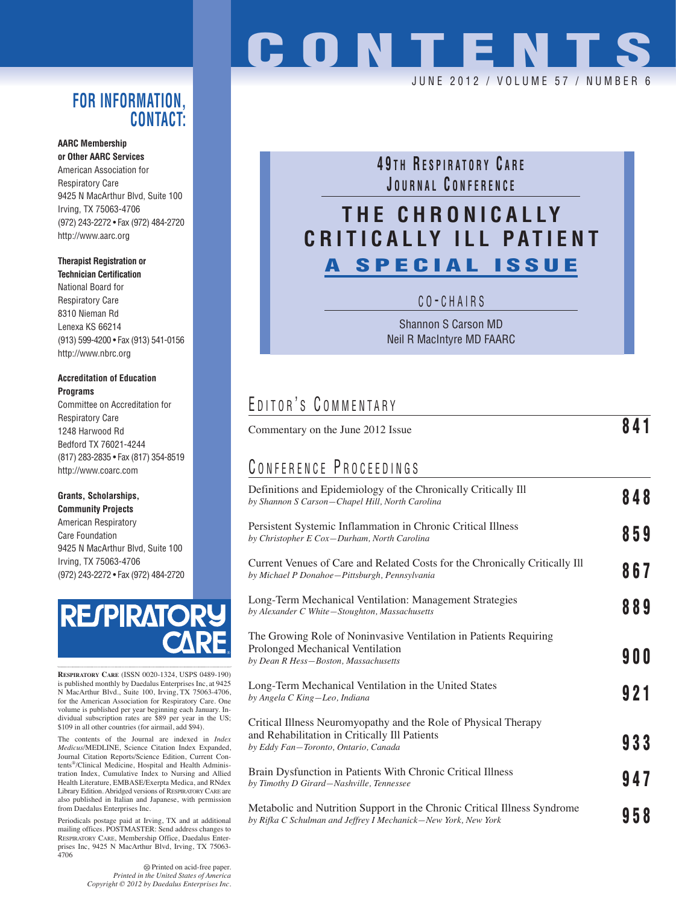# CONTENTS

JUNE 2012 / VOLUME 57 / NUMBER 6

## 49TH RESPIRATORY CARE JOURNAL CONFERENCE

# THE CHRONICALLY CRITICALLY ILL PATIENT

## A SPECIAL ISSUE

CO-CHAIRS

Shannon S Carson MD
Neil R MacIntyre MD FAARC

## EDITOR'S COMMENTARY

Commentary on the June 2012 Issue **841**

## CONFERENCE PROCEEDINGS

Definitions and Epidemiology of the Chronically Critically Ill
*by Shannon S Carson—Chapel Hill, North Carolina* **848**

Persistent Systemic Inflammation in Chronic Critical Illness
*by Christopher E Cox—Durham, North Carolina* **859**

Current Venues of Care and Related Costs for the Chronically Critically Ill
*by Michael P Donahoe—Pittsburgh, Pennsylvania* **867**

Long-Term Mechanical Ventilation: Management Strategies
*by Alexander C White—Stoughton, Massachusetts* **889**

The Growing Role of Noninvasive Ventilation in Patients Requiring Prolonged Mechanical Ventilation
*by Dean R Hess—Boston, Massachusetts* **900**

Long-Term Mechanical Ventilation in the United States
*by Angela C King—Leo, Indiana* **921**

Critical Illness Neuromyopathy and the Role of Physical Therapy and Rehabilitation in Critically Ill Patients
*by Eddy Fan—Toronto, Ontario, Canada* **933**

Brain Dysfunction in Patients With Chronic Critical Illness
*by Timothy D Girard—Nashville, Tennessee* **947**

Metabolic and Nutrition Support in the Chronic Critical Illness Syndrome
*by Rifka C Schulman and Jeffrey I Mechanick—New York, New York* **958**

## FOR INFORMATION, CONTACT:

**AARC Membership or Other AARC Services**
American Association for Respiratory Care
9425 N MacArthur Blvd, Suite 100
Irving, TX 75063-4706
(972) 243-2272 • Fax (972) 484-2720
http://www.aarc.org

**Therapist Registration or Technician Certification**
National Board for Respiratory Care
8310 Nieman Rd
Lenexa KS 66214
(913) 599-4200 • Fax (913) 541-0156
http://www.nbrc.org

**Accreditation of Education Programs**
Committee on Accreditation for Respiratory Care
1248 Harwood Rd
Bedford TX 76021-4244
(817) 283-2835 • Fax (817) 354-8519
http://www.coarc.com

**Grants, Scholarships, Community Projects**
American Respiratory Care Foundation
9425 N MacArthur Blvd, Suite 100
Irving, TX 75063-4706
(972) 243-2272 • Fax (972) 484-2720

RESPIRATORY CARE

RESPIRATORY CARE (ISSN 0020-1324, USPS 0489-190) is published monthly by Daedalus Enterprises Inc, at 9425 N MacArthur Blvd., Suite 100, Irving, TX 75063-4706, for the American Association for Respiratory Care. One volume is published per year beginning each January. Individual subscription rates are $89 per year in the US; $109 in all other countries (for airmail, add $94).

The contents of the Journal are indexed in *Index Medicus*/MEDLINE, Science Citation Index Expanded, Journal Citation Reports/Science Edition, Current Contents®/Clinical Medicine, Hospital and Health Administration Index, Cumulative Index to Nursing and Allied Health Literature, EMBASE/Exerpta Medica, and RNdex Library Edition. Abridged versions of RESPIRATORY CARE are also published in Italian and Japanese, with permission from Daedalus Enterprises Inc.

Periodicals postage paid at Irving, TX and at additional mailing offices. POSTMASTER: Send address changes to RESPIRATORY CARE, Membership Office, Daedalus Enterprises Inc, 9425 N MacArthur Blvd, Irving, TX 75063-4706

♾ Printed on acid-free paper.
*Printed in the United States of America*
*Copyright © 2012 by Daedalus Enterprises Inc.*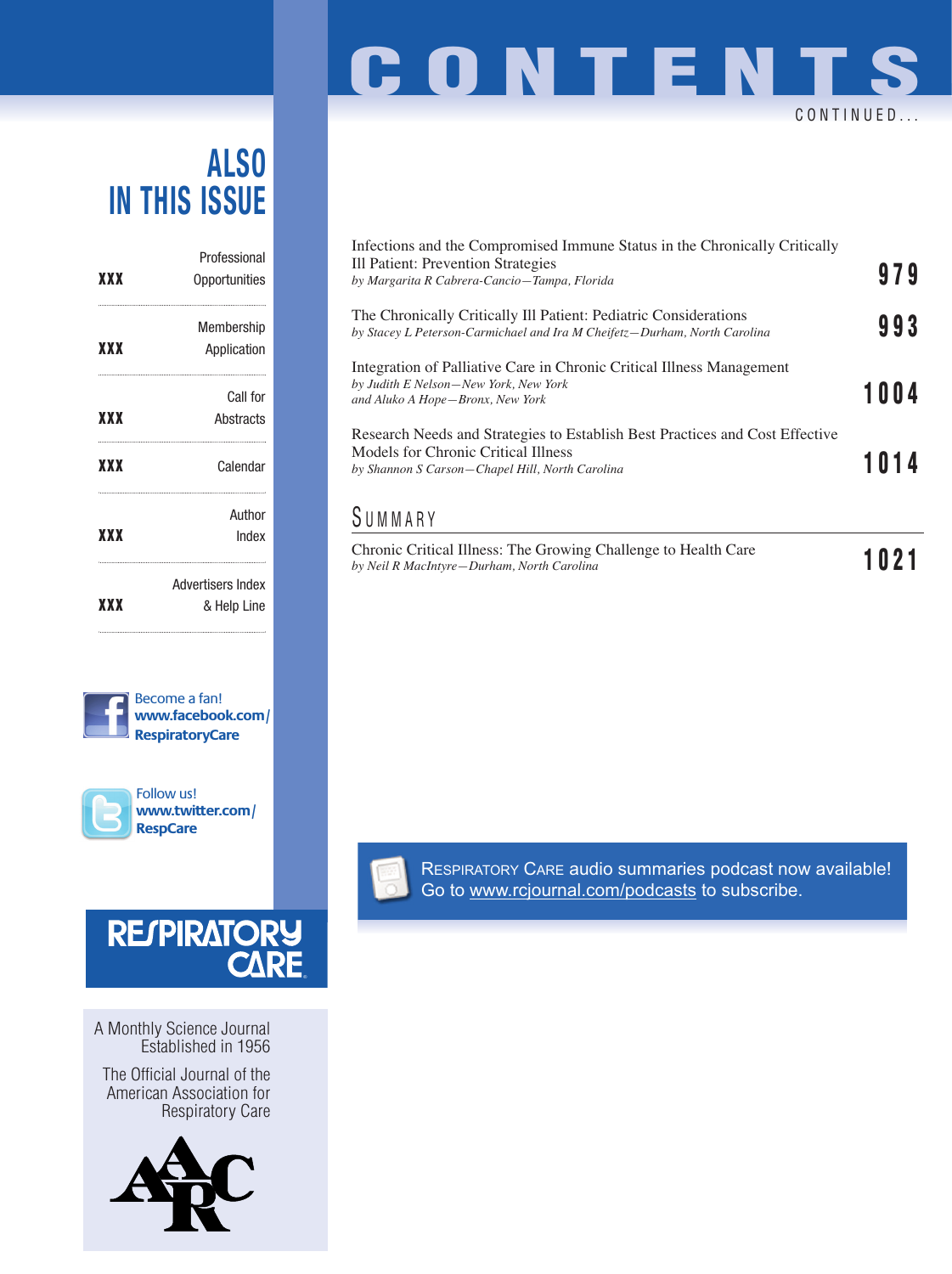# CONTENTS

CONTINUED...

## ALSO IN THIS ISSUE

| | |
|---|---|
| XXX | Professional Opportunities |
| XXX | Membership Application |
| XXX | Call for Abstracts |
| XXX | Calendar |
| XXX | Author Index |
| XXX | Advertisers Index & Help Line |

Become a fan!
**www.facebook.com/RespiratoryCare**

Follow us!
**www.twitter.com/RespCare**

RESPIRATORY CARE

A Monthly Science Journal
Established in 1956

The Official Journal of the American Association for Respiratory Care

AARC

---

Infections and the Compromised Immune Status in the Chronically Critically Ill Patient: Prevention Strategies
*by Margarita R Cabrera-Cancio—Tampa, Florida* — **979**

The Chronically Critically Ill Patient: Pediatric Considerations
*by Stacey L Peterson-Carmichael and Ira M Cheifetz—Durham, North Carolina* — **993**

Integration of Palliative Care in Chronic Critical Illness Management
*by Judith E Nelson—New York, New York*
*and Aluko A Hope—Bronx, New York* — **1004**

Research Needs and Strategies to Establish Best Practices and Cost Effective Models for Chronic Critical Illness
*by Shannon S Carson—Chapel Hill, North Carolina* — **1014**

## SUMMARY

Chronic Critical Illness: The Growing Challenge to Health Care
*by Neil R MacIntyre—Durham, North Carolina* — **1021**

RESPIRATORY CARE audio summaries podcast now available!
Go to www.rcjournal.com/podcasts to subscribe.